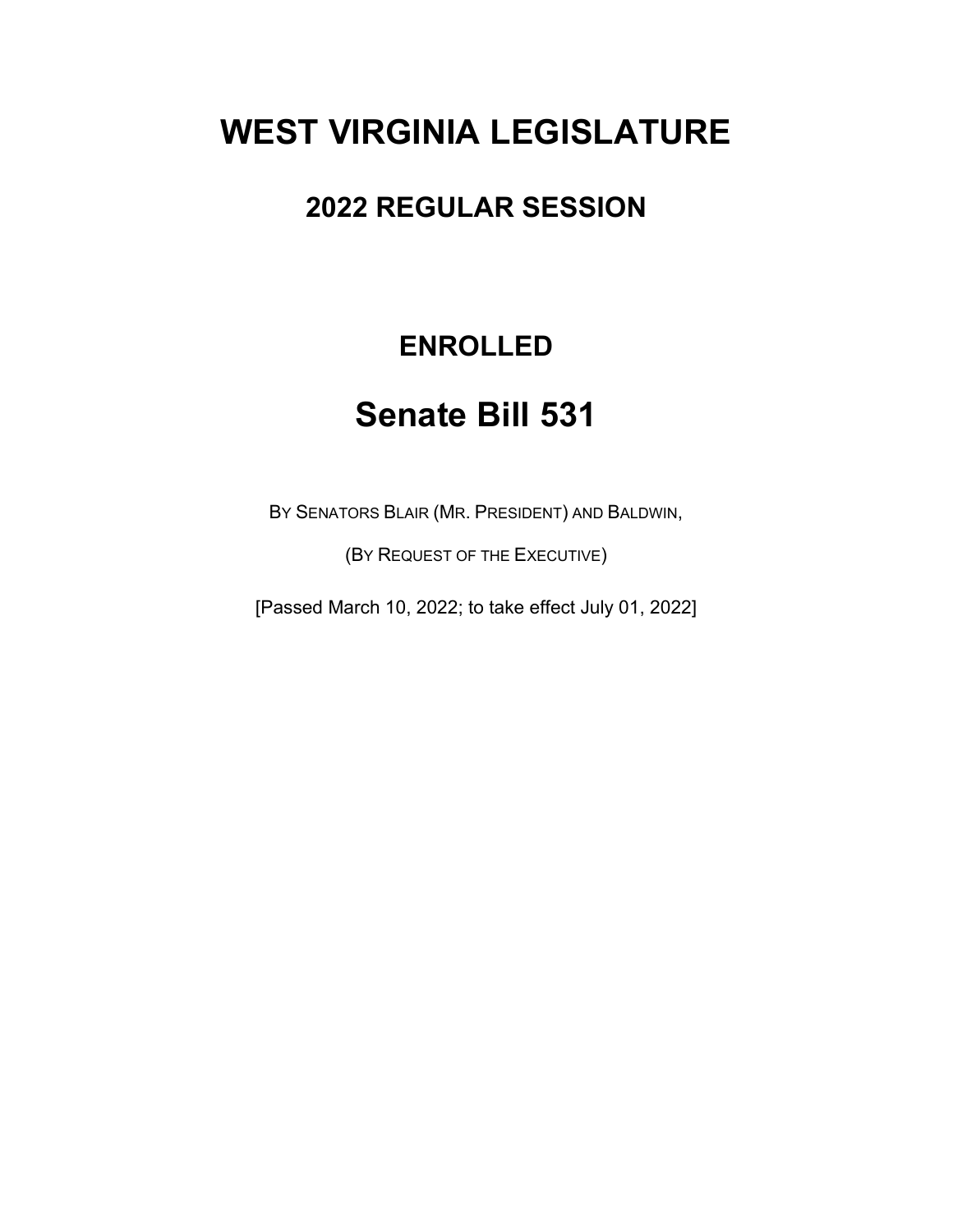# WEST VIRGINIA LEGISLATURE

## 2022 REGULAR SESSION

## ENROLLED

# Senate Bill 531

BY SENATORS BLAIR (MR. PRESIDENT) AND BALDWIN,

(BY REQUEST OF THE EXECUTIVE)

[Passed March 10, 2022; to take effect July 01, 2022]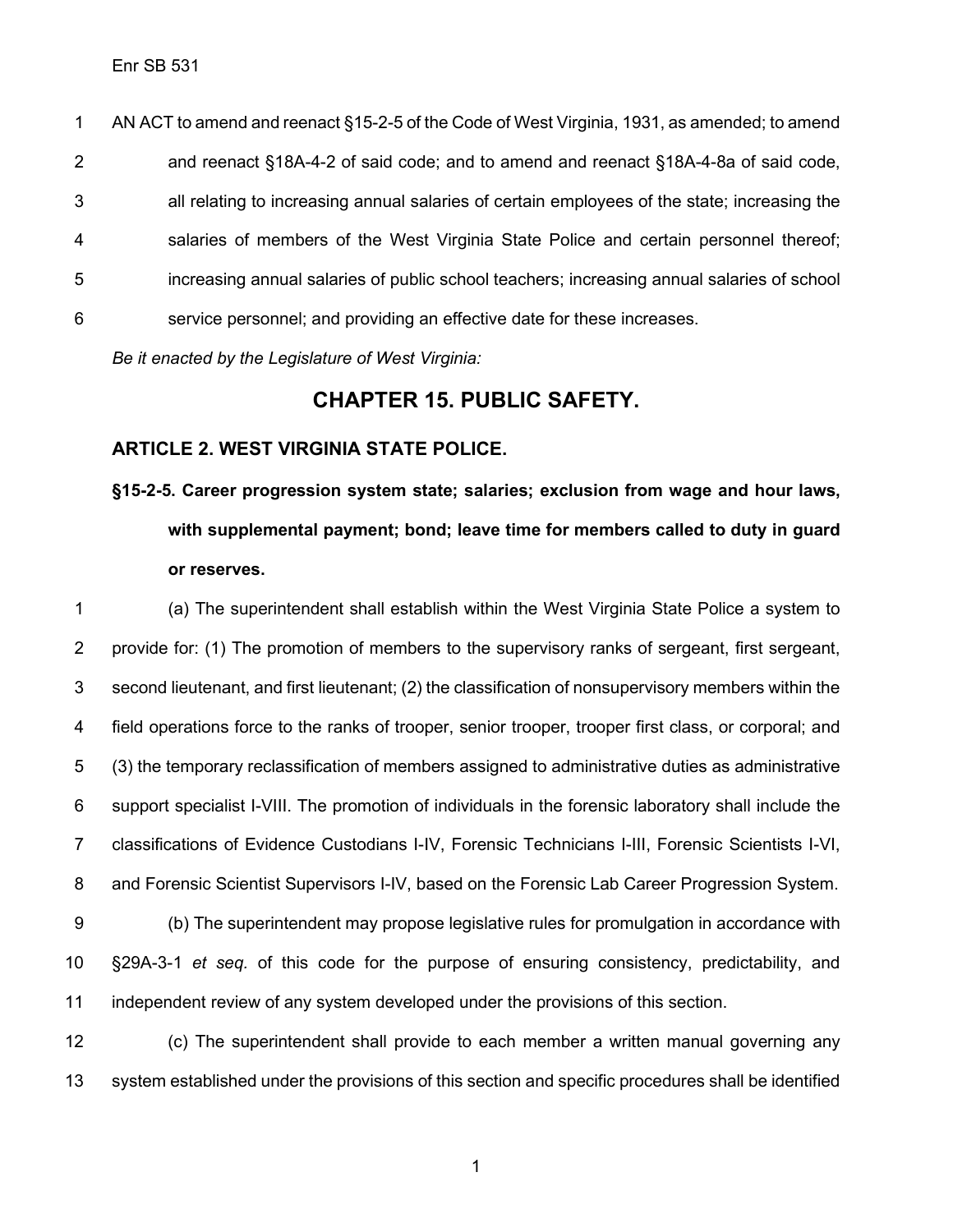Enr SB 531

AN ACT to amend and reenact §15-2-5 of the Code of West Virginia, 1931, as amended; to amend and reenact §18A-4-2 of said code; and to amend and reenact §18A-4-8a of said code, all relating to increasing annual salaries of certain employees of the state; increasing the salaries of members of the West Virginia State Police and certain personnel thereof; increasing annual salaries of public school teachers; increasing annual salaries of school service personnel; and providing an effective date for these increases.

*Be it enacted by the Legislature of West Virginia:*

# CHAPTER 15. PUBLIC SAFETY.

## ARTICLE 2. WEST VIRGINIA STATE POLICE.

### §15-2-5. Career progression system state; salaries; exclusion from wage and hour laws, with supplemental payment; bond; leave time for members called to duty in guard or reserves.

(a) The superintendent shall establish within the West Virginia State Police a system to provide for: (1) The promotion of members to the supervisory ranks of sergeant, first sergeant, second lieutenant, and first lieutenant; (2) the classification of nonsupervisory members within the field operations force to the ranks of trooper, senior trooper, trooper first class, or corporal; and (3) the temporary reclassification of members assigned to administrative duties as administrative support specialist I-VIII. The promotion of individuals in the forensic laboratory shall include the classifications of Evidence Custodians I-IV, Forensic Technicians I-III, Forensic Scientists I-VI, and Forensic Scientist Supervisors I-IV, based on the Forensic Lab Career Progression System.

(b) The superintendent may propose legislative rules for promulgation in accordance with §29A-3-1 *et seq.* of this code for the purpose of ensuring consistency, predictability, and independent review of any system developed under the provisions of this section.

(c) The superintendent shall provide to each member a written manual governing any system established under the provisions of this section and specific procedures shall be identified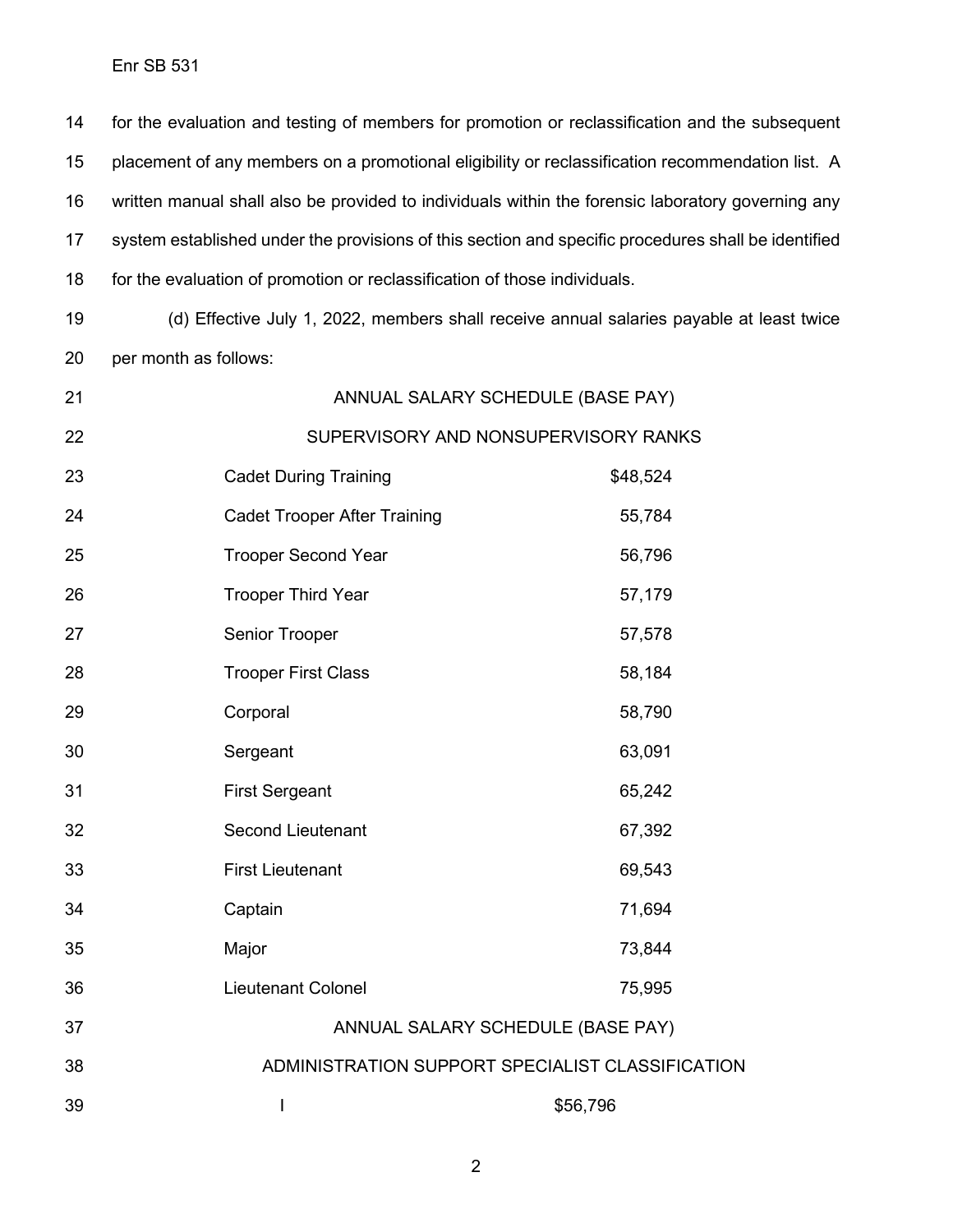for the evaluation and testing of members for promotion or reclassification and the subsequent placement of any members on a promotional eligibility or reclassification recommendation list. A written manual shall also be provided to individuals within the forensic laboratory governing any system established under the provisions of this section and specific procedures shall be identified for the evaluation of promotion or reclassification of those individuals.

(d) Effective July 1, 2022, members shall receive annual salaries payable at least twice per month as follows:

ANNUAL SALARY SCHEDULE (BASE PAY)

SUPERVISORY AND NONSUPERVISORY RANKS

| Rank | Salary |
|---|---|
| Cadet During Training | $48,524 |
| Cadet Trooper After Training | 55,784 |
| Trooper Second Year | 56,796 |
| Trooper Third Year | 57,179 |
| Senior Trooper | 57,578 |
| Trooper First Class | 58,184 |
| Corporal | 58,790 |
| Sergeant | 63,091 |
| First Sergeant | 65,242 |
| Second Lieutenant | 67,392 |
| First Lieutenant | 69,543 |
| Captain | 71,694 |
| Major | 73,844 |
| Lieutenant Colonel | 75,995 |

ANNUAL SALARY SCHEDULE (BASE PAY)

ADMINISTRATION SUPPORT SPECIALIST CLASSIFICATION

| Classification | Salary |
|---|---|
| I | $56,796 |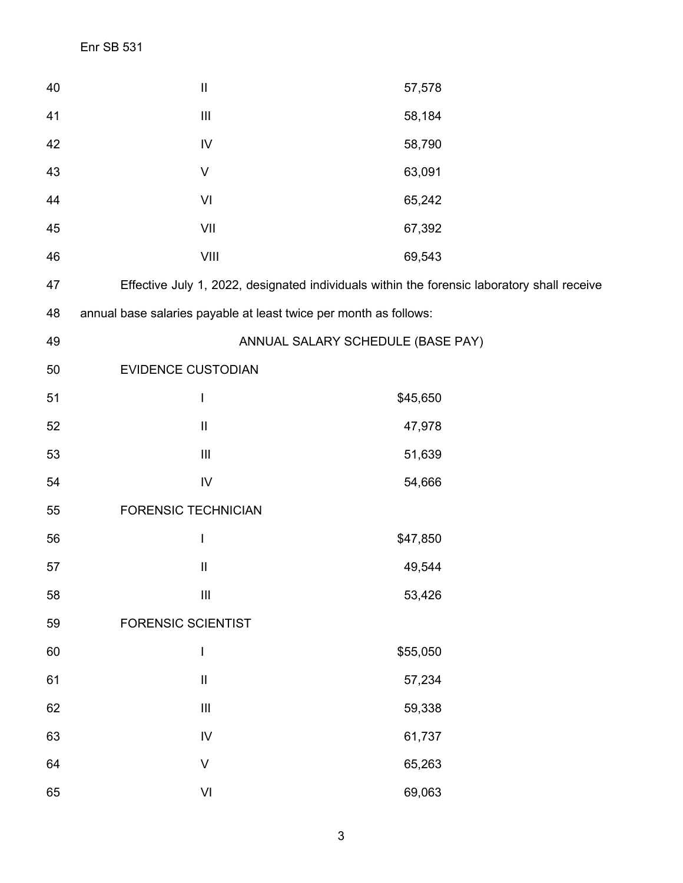| | |
|---|---|
| II | 57,578 |
| III | 58,184 |
| IV | 58,790 |
| V | 63,091 |
| VI | 65,242 |
| VII | 67,392 |
| VIII | 69,543 |

Effective July 1, 2022, designated individuals within the forensic laboratory shall receive annual base salaries payable at least twice per month as follows:

ANNUAL SALARY SCHEDULE (BASE PAY)

| | | |
|---|---|---|
| EVIDENCE CUSTODIAN | | |
| | I | $45,650 |
| | II | 47,978 |
| | III | 51,639 |
| | IV | 54,666 |
| FORENSIC TECHNICIAN | | |
| | I | $47,850 |
| | II | 49,544 |
| | III | 53,426 |
| FORENSIC SCIENTIST | | |
| | I | $55,050 |
| | II | 57,234 |
| | III | 59,338 |
| | IV | 61,737 |
| | V | 65,263 |
| | VI | 69,063 |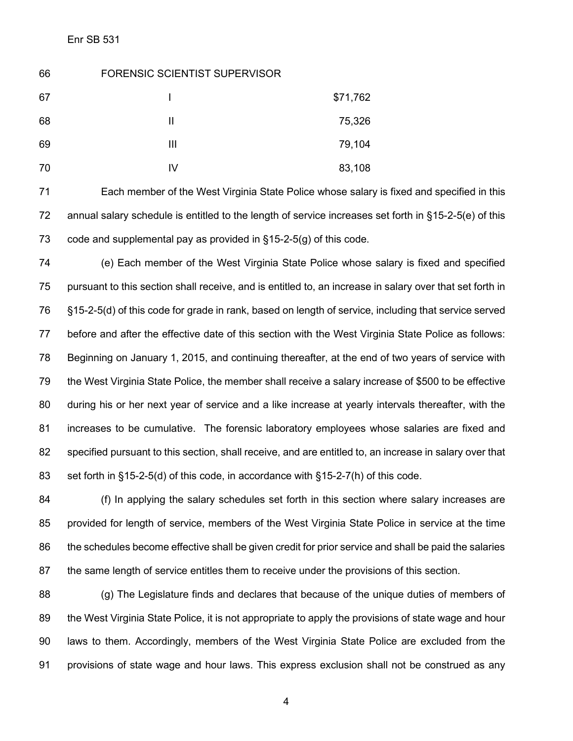FORENSIC SCIENTIST SUPERVISOR

| | |
|---|---|
| I | $71,762 |
| II | 75,326 |
| III | 79,104 |
| IV | 83,108 |

Each member of the West Virginia State Police whose salary is fixed and specified in this annual salary schedule is entitled to the length of service increases set forth in §15-2-5(e) of this code and supplemental pay as provided in §15-2-5(g) of this code.

(e) Each member of the West Virginia State Police whose salary is fixed and specified pursuant to this section shall receive, and is entitled to, an increase in salary over that set forth in §15-2-5(d) of this code for grade in rank, based on length of service, including that service served before and after the effective date of this section with the West Virginia State Police as follows: Beginning on January 1, 2015, and continuing thereafter, at the end of two years of service with the West Virginia State Police, the member shall receive a salary increase of $500 to be effective during his or her next year of service and a like increase at yearly intervals thereafter, with the increases to be cumulative. The forensic laboratory employees whose salaries are fixed and specified pursuant to this section, shall receive, and are entitled to, an increase in salary over that set forth in §15-2-5(d) of this code, in accordance with §15-2-7(h) of this code.

(f) In applying the salary schedules set forth in this section where salary increases are provided for length of service, members of the West Virginia State Police in service at the time the schedules become effective shall be given credit for prior service and shall be paid the salaries the same length of service entitles them to receive under the provisions of this section.

(g) The Legislature finds and declares that because of the unique duties of members of the West Virginia State Police, it is not appropriate to apply the provisions of state wage and hour laws to them. Accordingly, members of the West Virginia State Police are excluded from the provisions of state wage and hour laws. This express exclusion shall not be construed as any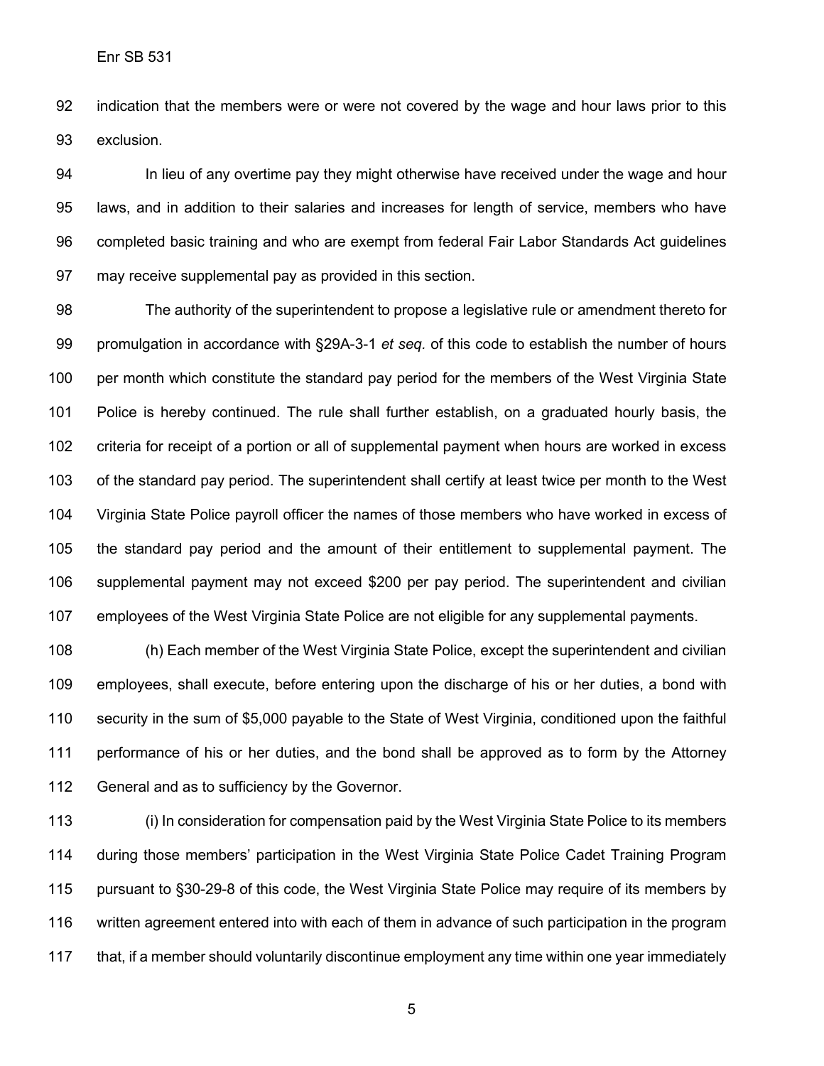indication that the members were or were not covered by the wage and hour laws prior to this exclusion.

In lieu of any overtime pay they might otherwise have received under the wage and hour laws, and in addition to their salaries and increases for length of service, members who have completed basic training and who are exempt from federal Fair Labor Standards Act guidelines may receive supplemental pay as provided in this section.

The authority of the superintendent to propose a legislative rule or amendment thereto for promulgation in accordance with §29A-3-1 *et seq.* of this code to establish the number of hours per month which constitute the standard pay period for the members of the West Virginia State Police is hereby continued. The rule shall further establish, on a graduated hourly basis, the criteria for receipt of a portion or all of supplemental payment when hours are worked in excess of the standard pay period. The superintendent shall certify at least twice per month to the West Virginia State Police payroll officer the names of those members who have worked in excess of the standard pay period and the amount of their entitlement to supplemental payment. The supplemental payment may not exceed $200 per pay period. The superintendent and civilian employees of the West Virginia State Police are not eligible for any supplemental payments.

(h) Each member of the West Virginia State Police, except the superintendent and civilian employees, shall execute, before entering upon the discharge of his or her duties, a bond with security in the sum of $5,000 payable to the State of West Virginia, conditioned upon the faithful performance of his or her duties, and the bond shall be approved as to form by the Attorney General and as to sufficiency by the Governor.

(i) In consideration for compensation paid by the West Virginia State Police to its members during those members' participation in the West Virginia State Police Cadet Training Program pursuant to §30-29-8 of this code, the West Virginia State Police may require of its members by written agreement entered into with each of them in advance of such participation in the program that, if a member should voluntarily discontinue employment any time within one year immediately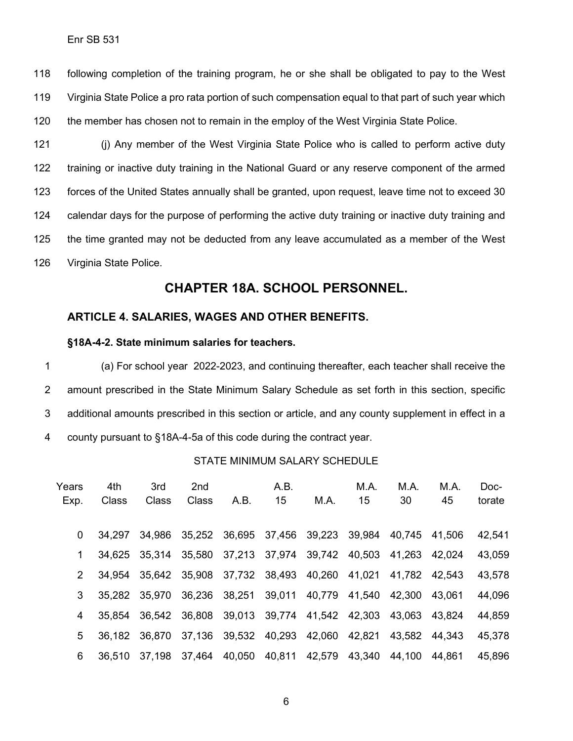following completion of the training program, he or she shall be obligated to pay to the West Virginia State Police a pro rata portion of such compensation equal to that part of such year which the member has chosen not to remain in the employ of the West Virginia State Police.

(j) Any member of the West Virginia State Police who is called to perform active duty training or inactive duty training in the National Guard or any reserve component of the armed forces of the United States annually shall be granted, upon request, leave time not to exceed 30 calendar days for the purpose of performing the active duty training or inactive duty training and the time granted may not be deducted from any leave accumulated as a member of the West Virginia State Police.

## CHAPTER 18A. SCHOOL PERSONNEL.

### ARTICLE 4. SALARIES, WAGES AND OTHER BENEFITS.

#### §18A-4-2. State minimum salaries for teachers.

(a) For school year 2022-2023, and continuing thereafter, each teacher shall receive the amount prescribed in the State Minimum Salary Schedule as set forth in this section, specific additional amounts prescribed in this section or article, and any county supplement in effect in a county pursuant to §18A-4-5a of this code during the contract year.

STATE MINIMUM SALARY SCHEDULE

| Years Exp. | 4th Class | 3rd Class | 2nd Class | A.B. | A.B. 15 | M.A. | M.A. 15 | M.A. 30 | M.A. 45 | Doc-torate |
|---|---|---|---|---|---|---|---|---|---|---|
| 0 | 34,297 | 34,986 | 35,252 | 36,695 | 37,456 | 39,223 | 39,984 | 40,745 | 41,506 | 42,541 |
| 1 | 34,625 | 35,314 | 35,580 | 37,213 | 37,974 | 39,742 | 40,503 | 41,263 | 42,024 | 43,059 |
| 2 | 34,954 | 35,642 | 35,908 | 37,732 | 38,493 | 40,260 | 41,021 | 41,782 | 42,543 | 43,578 |
| 3 | 35,282 | 35,970 | 36,236 | 38,251 | 39,011 | 40,779 | 41,540 | 42,300 | 43,061 | 44,096 |
| 4 | 35,854 | 36,542 | 36,808 | 39,013 | 39,774 | 41,542 | 42,303 | 43,063 | 43,824 | 44,859 |
| 5 | 36,182 | 36,870 | 37,136 | 39,532 | 40,293 | 42,060 | 42,821 | 43,582 | 44,343 | 45,378 |
| 6 | 36,510 | 37,198 | 37,464 | 40,050 | 40,811 | 42,579 | 43,340 | 44,100 | 44,861 | 45,896 |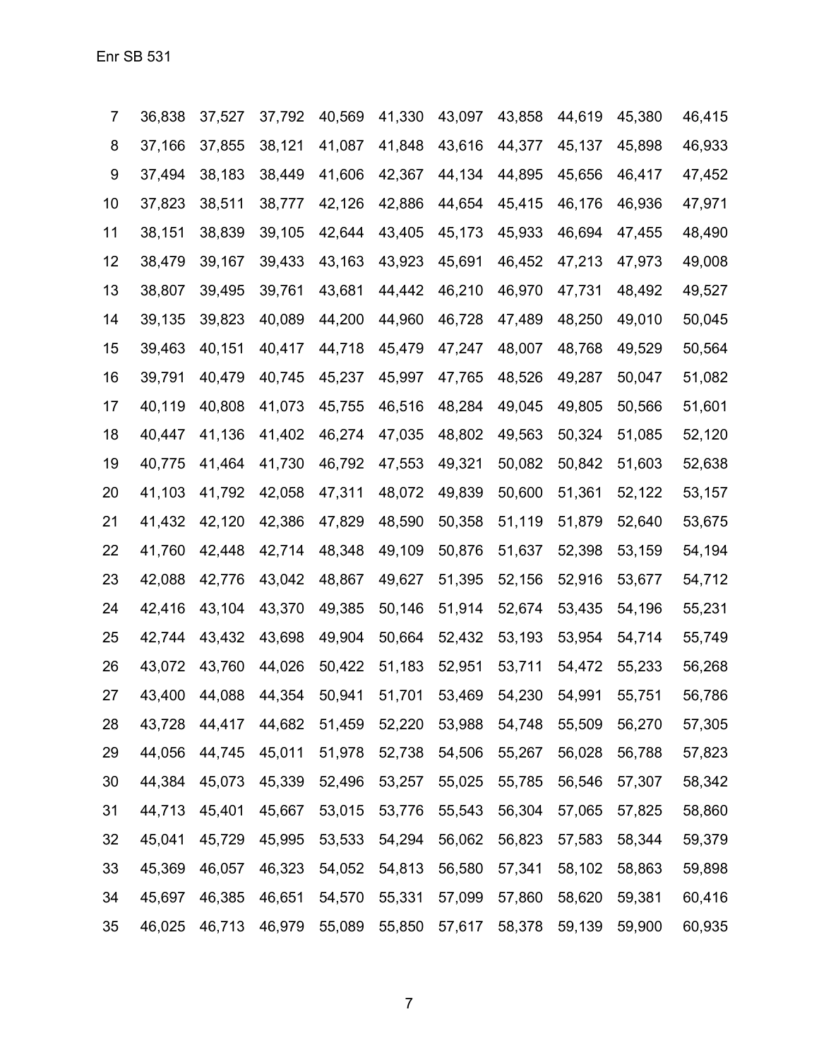| | | | | | | | | | | |
|---|---|---|---|---|---|---|---|---|---|---|
| 7 | 36,838 | 37,527 | 37,792 | 40,569 | 41,330 | 43,097 | 43,858 | 44,619 | 45,380 | 46,415 |
| 8 | 37,166 | 37,855 | 38,121 | 41,087 | 41,848 | 43,616 | 44,377 | 45,137 | 45,898 | 46,933 |
| 9 | 37,494 | 38,183 | 38,449 | 41,606 | 42,367 | 44,134 | 44,895 | 45,656 | 46,417 | 47,452 |
| 10 | 37,823 | 38,511 | 38,777 | 42,126 | 42,886 | 44,654 | 45,415 | 46,176 | 46,936 | 47,971 |
| 11 | 38,151 | 38,839 | 39,105 | 42,644 | 43,405 | 45,173 | 45,933 | 46,694 | 47,455 | 48,490 |
| 12 | 38,479 | 39,167 | 39,433 | 43,163 | 43,923 | 45,691 | 46,452 | 47,213 | 47,973 | 49,008 |
| 13 | 38,807 | 39,495 | 39,761 | 43,681 | 44,442 | 46,210 | 46,970 | 47,731 | 48,492 | 49,527 |
| 14 | 39,135 | 39,823 | 40,089 | 44,200 | 44,960 | 46,728 | 47,489 | 48,250 | 49,010 | 50,045 |
| 15 | 39,463 | 40,151 | 40,417 | 44,718 | 45,479 | 47,247 | 48,007 | 48,768 | 49,529 | 50,564 |
| 16 | 39,791 | 40,479 | 40,745 | 45,237 | 45,997 | 47,765 | 48,526 | 49,287 | 50,047 | 51,082 |
| 17 | 40,119 | 40,808 | 41,073 | 45,755 | 46,516 | 48,284 | 49,045 | 49,805 | 50,566 | 51,601 |
| 18 | 40,447 | 41,136 | 41,402 | 46,274 | 47,035 | 48,802 | 49,563 | 50,324 | 51,085 | 52,120 |
| 19 | 40,775 | 41,464 | 41,730 | 46,792 | 47,553 | 49,321 | 50,082 | 50,842 | 51,603 | 52,638 |
| 20 | 41,103 | 41,792 | 42,058 | 47,311 | 48,072 | 49,839 | 50,600 | 51,361 | 52,122 | 53,157 |
| 21 | 41,432 | 42,120 | 42,386 | 47,829 | 48,590 | 50,358 | 51,119 | 51,879 | 52,640 | 53,675 |
| 22 | 41,760 | 42,448 | 42,714 | 48,348 | 49,109 | 50,876 | 51,637 | 52,398 | 53,159 | 54,194 |
| 23 | 42,088 | 42,776 | 43,042 | 48,867 | 49,627 | 51,395 | 52,156 | 52,916 | 53,677 | 54,712 |
| 24 | 42,416 | 43,104 | 43,370 | 49,385 | 50,146 | 51,914 | 52,674 | 53,435 | 54,196 | 55,231 |
| 25 | 42,744 | 43,432 | 43,698 | 49,904 | 50,664 | 52,432 | 53,193 | 53,954 | 54,714 | 55,749 |
| 26 | 43,072 | 43,760 | 44,026 | 50,422 | 51,183 | 52,951 | 53,711 | 54,472 | 55,233 | 56,268 |
| 27 | 43,400 | 44,088 | 44,354 | 50,941 | 51,701 | 53,469 | 54,230 | 54,991 | 55,751 | 56,786 |
| 28 | 43,728 | 44,417 | 44,682 | 51,459 | 52,220 | 53,988 | 54,748 | 55,509 | 56,270 | 57,305 |
| 29 | 44,056 | 44,745 | 45,011 | 51,978 | 52,738 | 54,506 | 55,267 | 56,028 | 56,788 | 57,823 |
| 30 | 44,384 | 45,073 | 45,339 | 52,496 | 53,257 | 55,025 | 55,785 | 56,546 | 57,307 | 58,342 |
| 31 | 44,713 | 45,401 | 45,667 | 53,015 | 53,776 | 55,543 | 56,304 | 57,065 | 57,825 | 58,860 |
| 32 | 45,041 | 45,729 | 45,995 | 53,533 | 54,294 | 56,062 | 56,823 | 57,583 | 58,344 | 59,379 |
| 33 | 45,369 | 46,057 | 46,323 | 54,052 | 54,813 | 56,580 | 57,341 | 58,102 | 58,863 | 59,898 |
| 34 | 45,697 | 46,385 | 46,651 | 54,570 | 55,331 | 57,099 | 57,860 | 58,620 | 59,381 | 60,416 |
| 35 | 46,025 | 46,713 | 46,979 | 55,089 | 55,850 | 57,617 | 58,378 | 59,139 | 59,900 | 60,935 |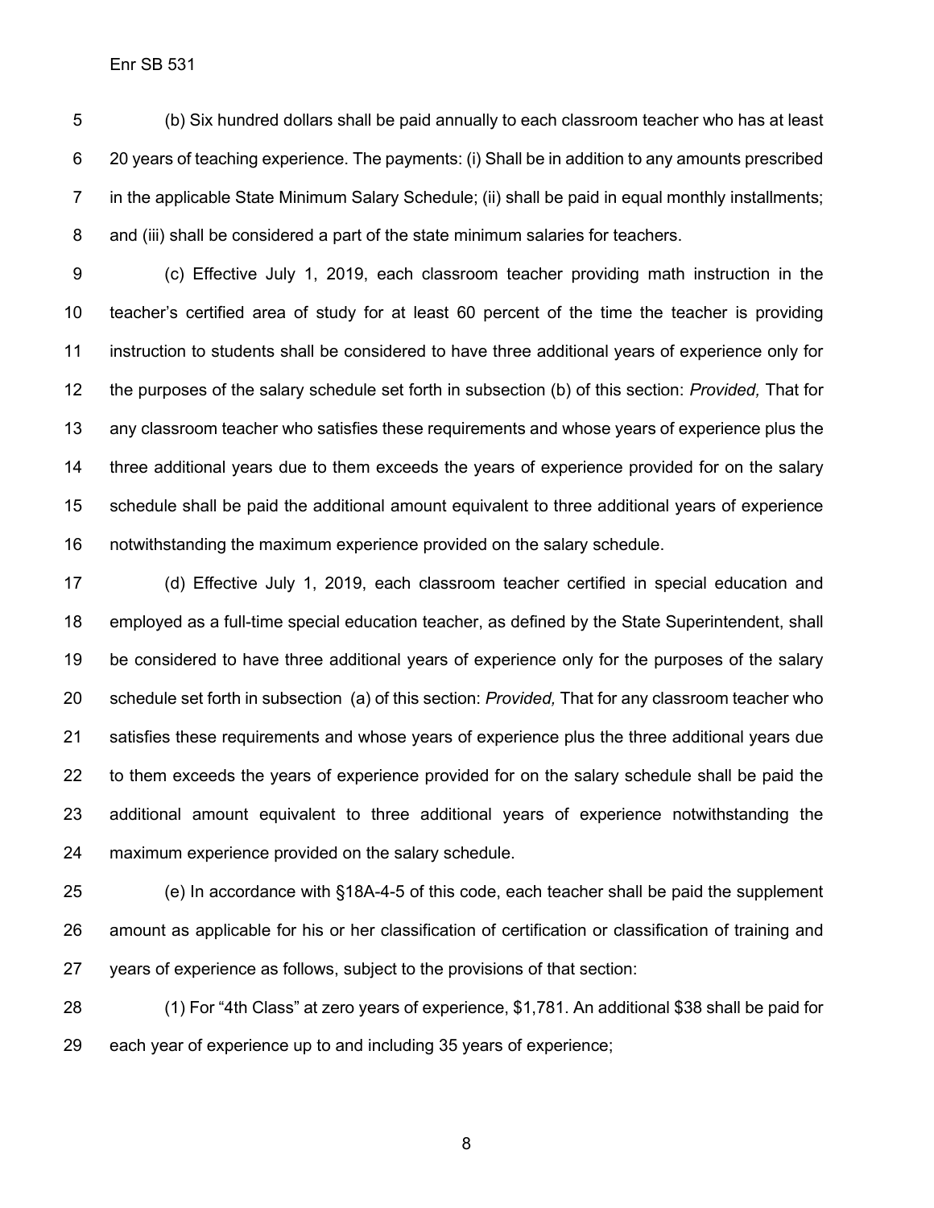(b) Six hundred dollars shall be paid annually to each classroom teacher who has at least 20 years of teaching experience. The payments: (i) Shall be in addition to any amounts prescribed in the applicable State Minimum Salary Schedule; (ii) shall be paid in equal monthly installments; and (iii) shall be considered a part of the state minimum salaries for teachers.

(c) Effective July 1, 2019, each classroom teacher providing math instruction in the teacher's certified area of study for at least 60 percent of the time the teacher is providing instruction to students shall be considered to have three additional years of experience only for the purposes of the salary schedule set forth in subsection (b) of this section: *Provided,* That for any classroom teacher who satisfies these requirements and whose years of experience plus the three additional years due to them exceeds the years of experience provided for on the salary schedule shall be paid the additional amount equivalent to three additional years of experience notwithstanding the maximum experience provided on the salary schedule.

(d) Effective July 1, 2019, each classroom teacher certified in special education and employed as a full-time special education teacher, as defined by the State Superintendent, shall be considered to have three additional years of experience only for the purposes of the salary schedule set forth in subsection (a) of this section: *Provided,* That for any classroom teacher who satisfies these requirements and whose years of experience plus the three additional years due to them exceeds the years of experience provided for on the salary schedule shall be paid the additional amount equivalent to three additional years of experience notwithstanding the maximum experience provided on the salary schedule.

(e) In accordance with §18A-4-5 of this code, each teacher shall be paid the supplement amount as applicable for his or her classification of certification or classification of training and years of experience as follows, subject to the provisions of that section:

(1) For "4th Class" at zero years of experience, $1,781. An additional $38 shall be paid for each year of experience up to and including 35 years of experience;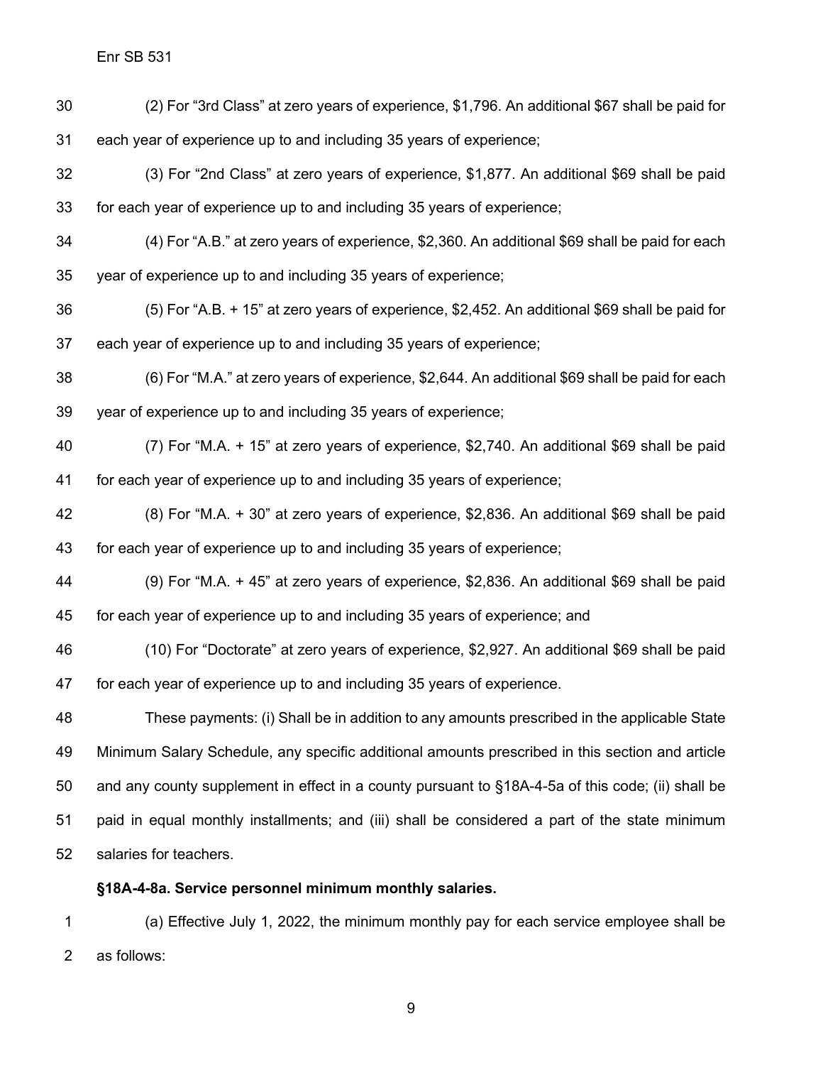(2) For "3rd Class" at zero years of experience, $1,796. An additional $67 shall be paid for each year of experience up to and including 35 years of experience;

(3) For "2nd Class" at zero years of experience, $1,877. An additional $69 shall be paid for each year of experience up to and including 35 years of experience;

(4) For "A.B." at zero years of experience, $2,360. An additional $69 shall be paid for each year of experience up to and including 35 years of experience;

(5) For "A.B. + 15" at zero years of experience, $2,452. An additional $69 shall be paid for each year of experience up to and including 35 years of experience;

(6) For "M.A." at zero years of experience, $2,644. An additional $69 shall be paid for each year of experience up to and including 35 years of experience;

(7) For "M.A. + 15" at zero years of experience, $2,740. An additional $69 shall be paid for each year of experience up to and including 35 years of experience;

(8) For "M.A. + 30" at zero years of experience, $2,836. An additional $69 shall be paid for each year of experience up to and including 35 years of experience;

(9) For "M.A. + 45" at zero years of experience, $2,836. An additional $69 shall be paid for each year of experience up to and including 35 years of experience; and

(10) For "Doctorate" at zero years of experience, $2,927. An additional $69 shall be paid for each year of experience up to and including 35 years of experience.

These payments: (i) Shall be in addition to any amounts prescribed in the applicable State Minimum Salary Schedule, any specific additional amounts prescribed in this section and article and any county supplement in effect in a county pursuant to §18A-4-5a of this code; (ii) shall be paid in equal monthly installments; and (iii) shall be considered a part of the state minimum salaries for teachers.

**§18A-4-8a. Service personnel minimum monthly salaries.**

(a) Effective July 1, 2022, the minimum monthly pay for each service employee shall be as follows: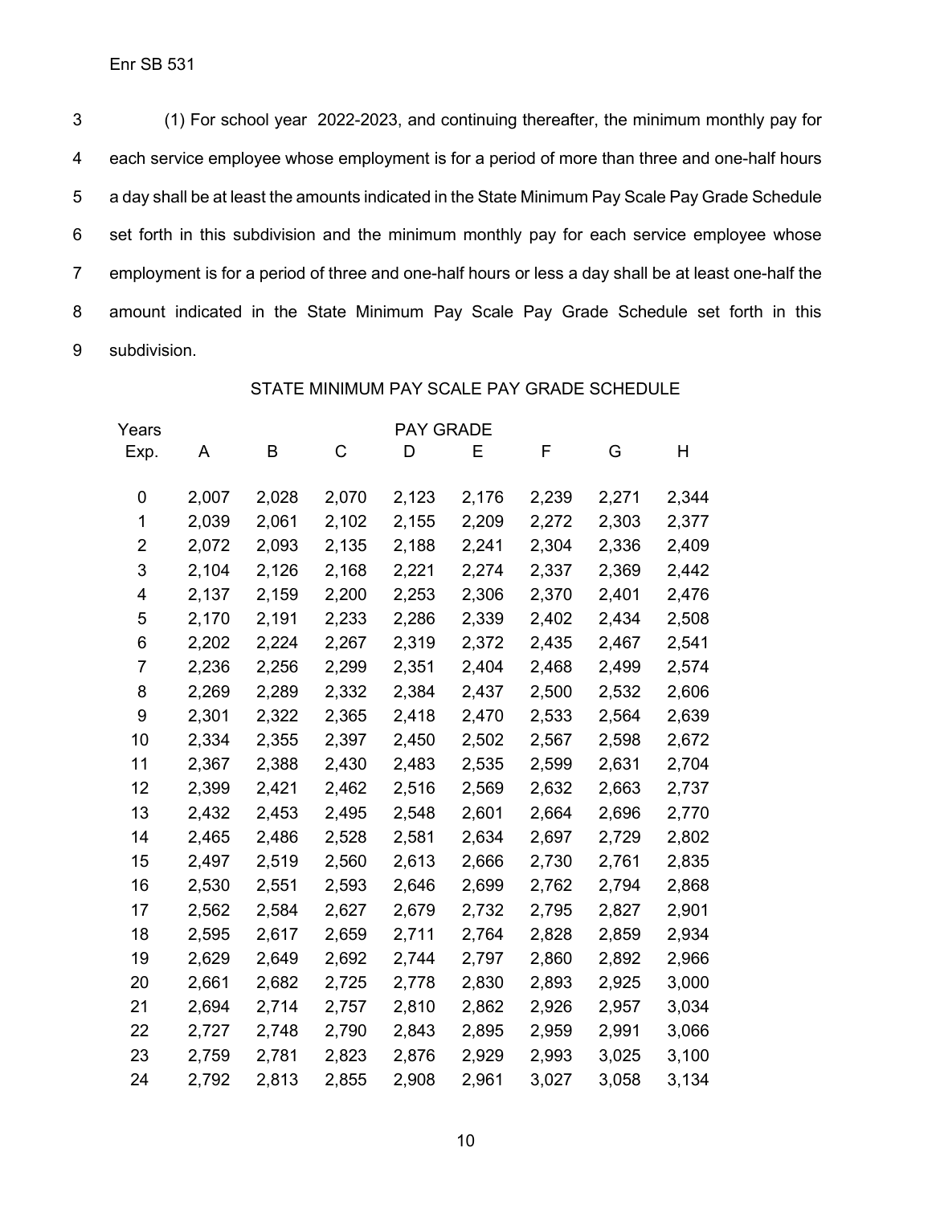(1) For school year 2022-2023, and continuing thereafter, the minimum monthly pay for each service employee whose employment is for a period of more than three and one-half hours a day shall be at least the amounts indicated in the State Minimum Pay Scale Pay Grade Schedule set forth in this subdivision and the minimum monthly pay for each service employee whose employment is for a period of three and one-half hours or less a day shall be at least one-half the amount indicated in the State Minimum Pay Scale Pay Grade Schedule set forth in this subdivision.

STATE MINIMUM PAY SCALE PAY GRADE SCHEDULE

| Years | PAY GRADE | | | | | | | |
|---|---|---|---|---|---|---|---|---|
| Exp. | A | B | C | D | E | F | G | H |
| 0 | 2,007 | 2,028 | 2,070 | 2,123 | 2,176 | 2,239 | 2,271 | 2,344 |
| 1 | 2,039 | 2,061 | 2,102 | 2,155 | 2,209 | 2,272 | 2,303 | 2,377 |
| 2 | 2,072 | 2,093 | 2,135 | 2,188 | 2,241 | 2,304 | 2,336 | 2,409 |
| 3 | 2,104 | 2,126 | 2,168 | 2,221 | 2,274 | 2,337 | 2,369 | 2,442 |
| 4 | 2,137 | 2,159 | 2,200 | 2,253 | 2,306 | 2,370 | 2,401 | 2,476 |
| 5 | 2,170 | 2,191 | 2,233 | 2,286 | 2,339 | 2,402 | 2,434 | 2,508 |
| 6 | 2,202 | 2,224 | 2,267 | 2,319 | 2,372 | 2,435 | 2,467 | 2,541 |
| 7 | 2,236 | 2,256 | 2,299 | 2,351 | 2,404 | 2,468 | 2,499 | 2,574 |
| 8 | 2,269 | 2,289 | 2,332 | 2,384 | 2,437 | 2,500 | 2,532 | 2,606 |
| 9 | 2,301 | 2,322 | 2,365 | 2,418 | 2,470 | 2,533 | 2,564 | 2,639 |
| 10 | 2,334 | 2,355 | 2,397 | 2,450 | 2,502 | 2,567 | 2,598 | 2,672 |
| 11 | 2,367 | 2,388 | 2,430 | 2,483 | 2,535 | 2,599 | 2,631 | 2,704 |
| 12 | 2,399 | 2,421 | 2,462 | 2,516 | 2,569 | 2,632 | 2,663 | 2,737 |
| 13 | 2,432 | 2,453 | 2,495 | 2,548 | 2,601 | 2,664 | 2,696 | 2,770 |
| 14 | 2,465 | 2,486 | 2,528 | 2,581 | 2,634 | 2,697 | 2,729 | 2,802 |
| 15 | 2,497 | 2,519 | 2,560 | 2,613 | 2,666 | 2,730 | 2,761 | 2,835 |
| 16 | 2,530 | 2,551 | 2,593 | 2,646 | 2,699 | 2,762 | 2,794 | 2,868 |
| 17 | 2,562 | 2,584 | 2,627 | 2,679 | 2,732 | 2,795 | 2,827 | 2,901 |
| 18 | 2,595 | 2,617 | 2,659 | 2,711 | 2,764 | 2,828 | 2,859 | 2,934 |
| 19 | 2,629 | 2,649 | 2,692 | 2,744 | 2,797 | 2,860 | 2,892 | 2,966 |
| 20 | 2,661 | 2,682 | 2,725 | 2,778 | 2,830 | 2,893 | 2,925 | 3,000 |
| 21 | 2,694 | 2,714 | 2,757 | 2,810 | 2,862 | 2,926 | 2,957 | 3,034 |
| 22 | 2,727 | 2,748 | 2,790 | 2,843 | 2,895 | 2,959 | 2,991 | 3,066 |
| 23 | 2,759 | 2,781 | 2,823 | 2,876 | 2,929 | 2,993 | 3,025 | 3,100 |
| 24 | 2,792 | 2,813 | 2,855 | 2,908 | 2,961 | 3,027 | 3,058 | 3,134 |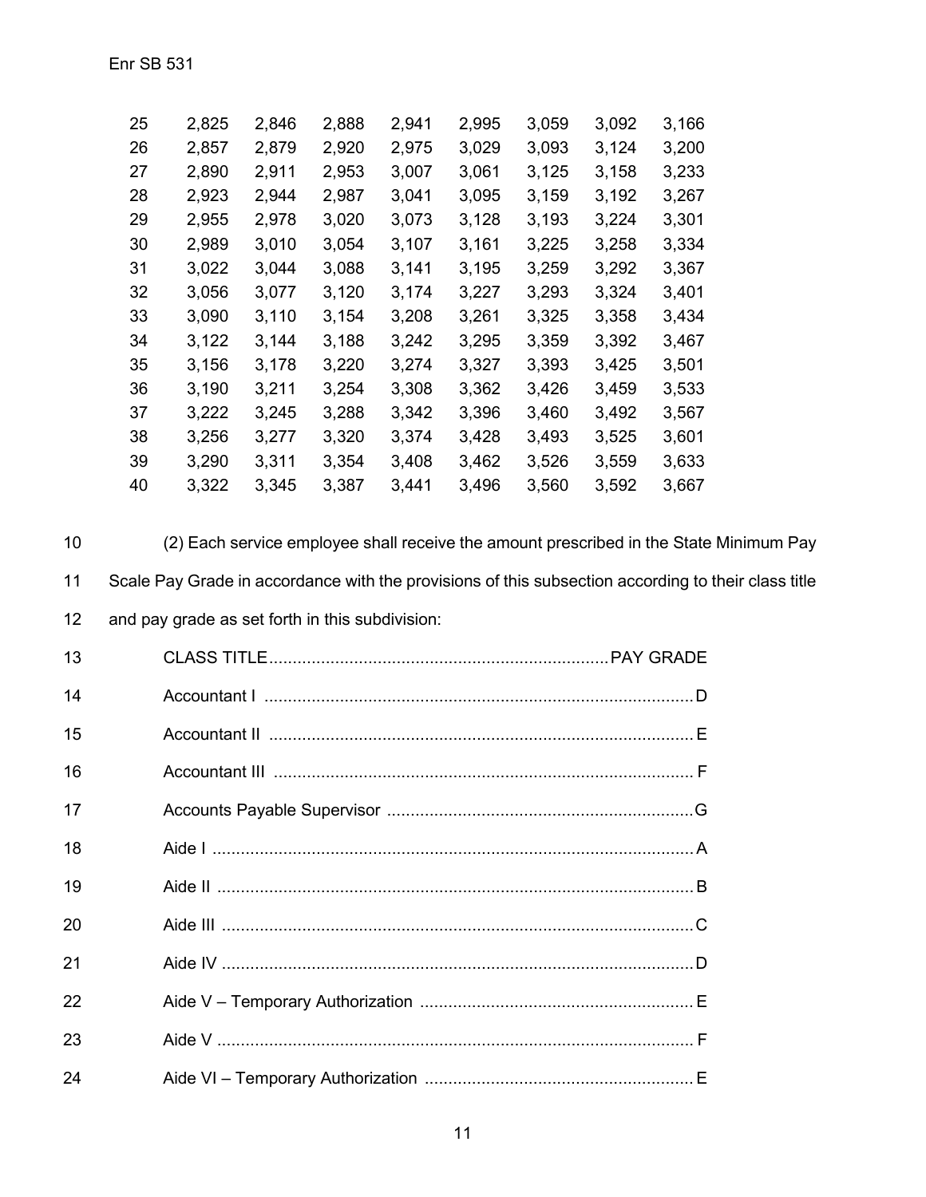| 25 | 2,825 | 2,846 | 2,888 | 2,941 | 2,995 | 3,059 | 3,092 | 3,166 |
|---|---|---|---|---|---|---|---|---|
| 26 | 2,857 | 2,879 | 2,920 | 2,975 | 3,029 | 3,093 | 3,124 | 3,200 |
| 27 | 2,890 | 2,911 | 2,953 | 3,007 | 3,061 | 3,125 | 3,158 | 3,233 |
| 28 | 2,923 | 2,944 | 2,987 | 3,041 | 3,095 | 3,159 | 3,192 | 3,267 |
| 29 | 2,955 | 2,978 | 3,020 | 3,073 | 3,128 | 3,193 | 3,224 | 3,301 |
| 30 | 2,989 | 3,010 | 3,054 | 3,107 | 3,161 | 3,225 | 3,258 | 3,334 |
| 31 | 3,022 | 3,044 | 3,088 | 3,141 | 3,195 | 3,259 | 3,292 | 3,367 |
| 32 | 3,056 | 3,077 | 3,120 | 3,174 | 3,227 | 3,293 | 3,324 | 3,401 |
| 33 | 3,090 | 3,110 | 3,154 | 3,208 | 3,261 | 3,325 | 3,358 | 3,434 |
| 34 | 3,122 | 3,144 | 3,188 | 3,242 | 3,295 | 3,359 | 3,392 | 3,467 |
| 35 | 3,156 | 3,178 | 3,220 | 3,274 | 3,327 | 3,393 | 3,425 | 3,501 |
| 36 | 3,190 | 3,211 | 3,254 | 3,308 | 3,362 | 3,426 | 3,459 | 3,533 |
| 37 | 3,222 | 3,245 | 3,288 | 3,342 | 3,396 | 3,460 | 3,492 | 3,567 |
| 38 | 3,256 | 3,277 | 3,320 | 3,374 | 3,428 | 3,493 | 3,525 | 3,601 |
| 39 | 3,290 | 3,311 | 3,354 | 3,408 | 3,462 | 3,526 | 3,559 | 3,633 |
| 40 | 3,322 | 3,345 | 3,387 | 3,441 | 3,496 | 3,560 | 3,592 | 3,667 |

(2) Each service employee shall receive the amount prescribed in the State Minimum Pay Scale Pay Grade in accordance with the provisions of this subsection according to their class title and pay grade as set forth in this subdivision:

| CLASS TITLE | PAY GRADE |
|---|---|
| Accountant I | D |
| Accountant II | E |
| Accountant III | F |
| Accounts Payable Supervisor | G |
| Aide I | A |
| Aide II | B |
| Aide III | C |
| Aide IV | D |
| Aide V – Temporary Authorization | E |
| Aide V | F |
| Aide VI – Temporary Authorization | E |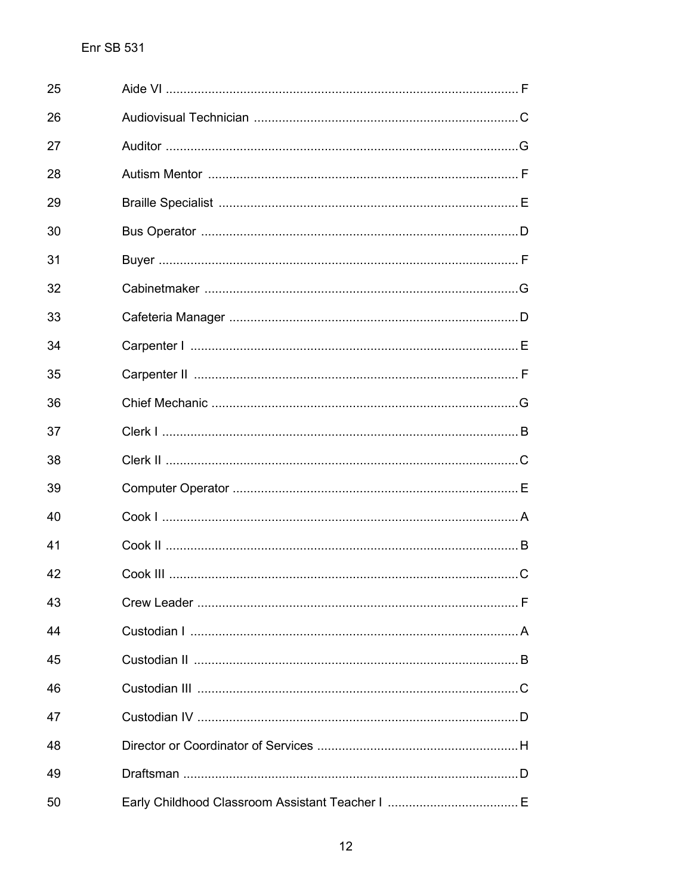25 Aide VI .......................................................................................... F

26 Audiovisual Technician ........................................................................ C

27 Auditor .......................................................................................... G

28 Autism Mentor ................................................................................. F

29 Braille Specialist ............................................................................. E

30 Bus Operator ................................................................................... D

31 Buyer ............................................................................................. F

32 Cabinetmaker ................................................................................... G

33 Cafeteria Manager ............................................................................ D

34 Carpenter I ..................................................................................... E

35 Carpenter II .................................................................................... F

36 Chief Mechanic ................................................................................ G

37 Clerk I ........................................................................................... B

38 Clerk II .......................................................................................... C

39 Computer Operator ........................................................................... E

40 Cook I ............................................................................................ A

41 Cook II ........................................................................................... B

42 Cook III .......................................................................................... C

43 Crew Leader .................................................................................... F

44 Custodian I ..................................................................................... A

45 Custodian II .................................................................................... B

46 Custodian III ................................................................................... C

47 Custodian IV ................................................................................... D

48 Director or Coordinator of Services ...................................................... H

49 Draftsman ....................................................................................... D

50 Early Childhood Classroom Assistant Teacher I ...................................... E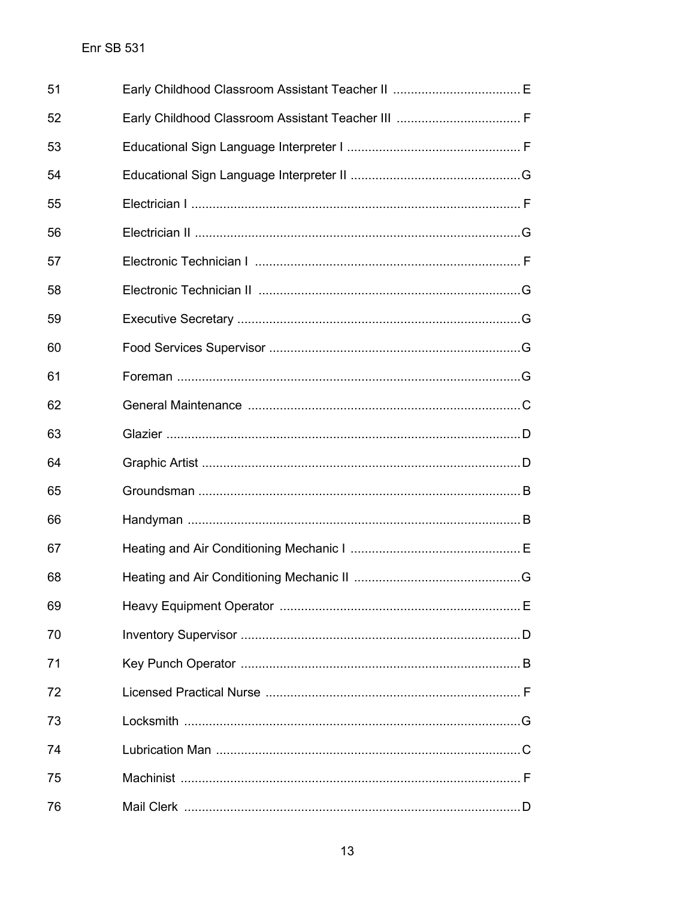51 Early Childhood Classroom Assistant Teacher II .................................... E

52 Early Childhood Classroom Assistant Teacher III ................................... F

53 Educational Sign Language Interpreter I ................................................ F

54 Educational Sign Language Interpreter II ...............................................G

55 Electrician I ............................................................................................ F

56 Electrician II ...........................................................................................G

57 Electronic Technician I ........................................................................... F

58 Electronic Technician II ..........................................................................G

59 Executive Secretary ...............................................................................G

60 Food Services Supervisor ......................................................................G

61 Foreman ................................................................................................G

62 General Maintenance .............................................................................C

63 Glazier ...................................................................................................D

64 Graphic Artist .........................................................................................D

65 Groundsman .......................................................................................... B

66 Handyman ............................................................................................. B

67 Heating and Air Conditioning Mechanic I ................................................ E

68 Heating and Air Conditioning Mechanic II ...............................................G

69 Heavy Equipment Operator .................................................................... E

70 Inventory Supervisor ..............................................................................D

71 Key Punch Operator ............................................................................... B

72 Licensed Practical Nurse ........................................................................ F

73 Locksmith ..............................................................................................G

74 Lubrication Man .....................................................................................C

75 Machinist ............................................................................................... F

76 Mail Clerk ..............................................................................................D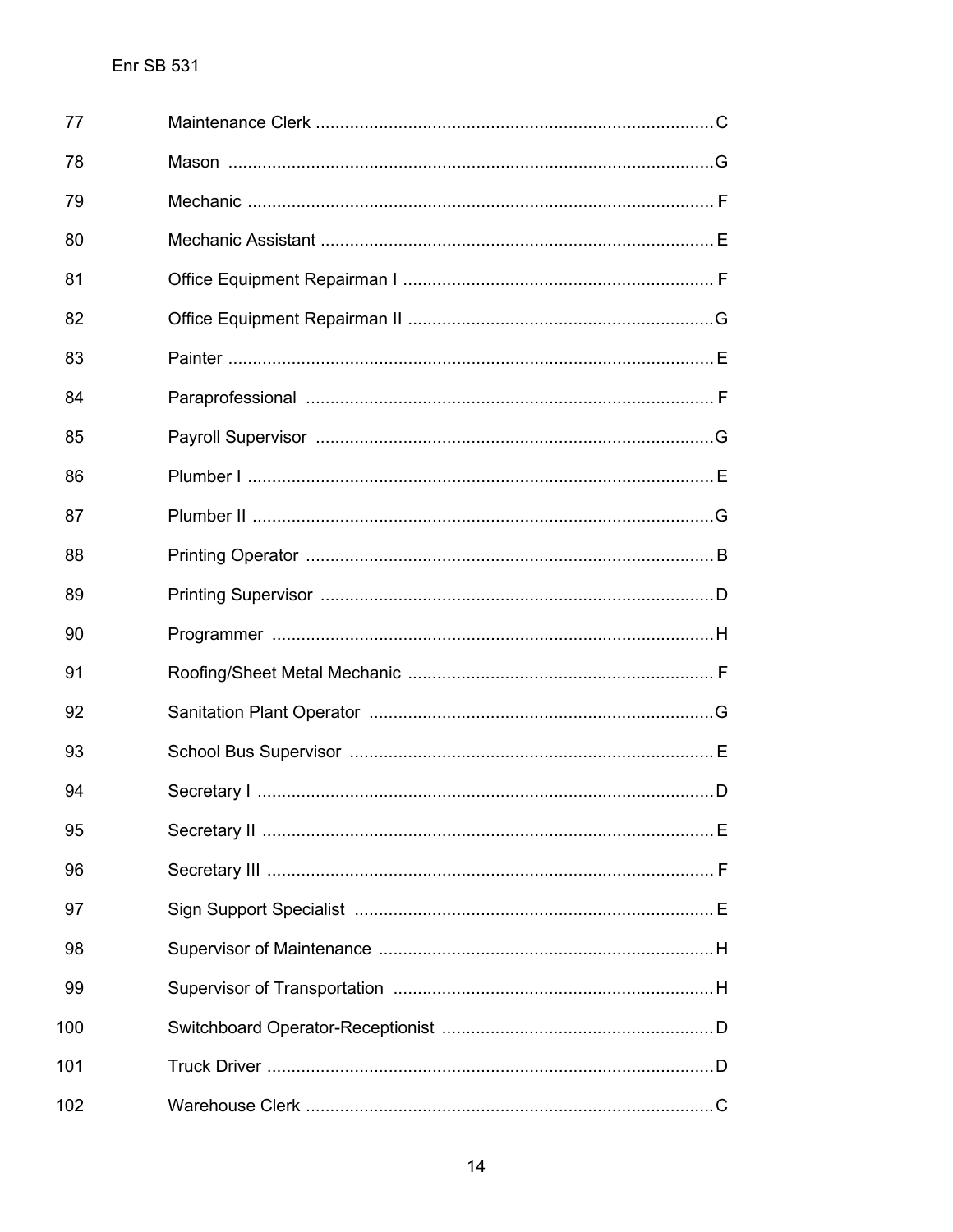77 Maintenance Clerk ............................................................................... C

78 Mason ................................................................................................. G

79 Mechanic ............................................................................................. F

80 Mechanic Assistant .............................................................................. E

81 Office Equipment Repairman I .............................................................. F

82 Office Equipment Repairman II ............................................................. G

83 Painter ................................................................................................. E

84 Paraprofessional .................................................................................. F

85 Payroll Supervisor ................................................................................ G

86 Plumber I ............................................................................................. E

87 Plumber II ............................................................................................ G

88 Printing Operator .................................................................................. B

89 Printing Supervisor ............................................................................... D

90 Programmer ......................................................................................... H

91 Roofing/Sheet Metal Mechanic ............................................................. F

92 Sanitation Plant Operator ..................................................................... G

93 School Bus Supervisor ......................................................................... E

94 Secretary I ........................................................................................... D

95 Secretary II .......................................................................................... E

96 Secretary III ......................................................................................... F

97 Sign Support Specialist ........................................................................ E

98 Supervisor of Maintenance ................................................................... H

99 Supervisor of Transportation ................................................................ H

100 Switchboard Operator-Receptionist ...................................................... D

101 Truck Driver ......................................................................................... D

102 Warehouse Clerk .................................................................................. C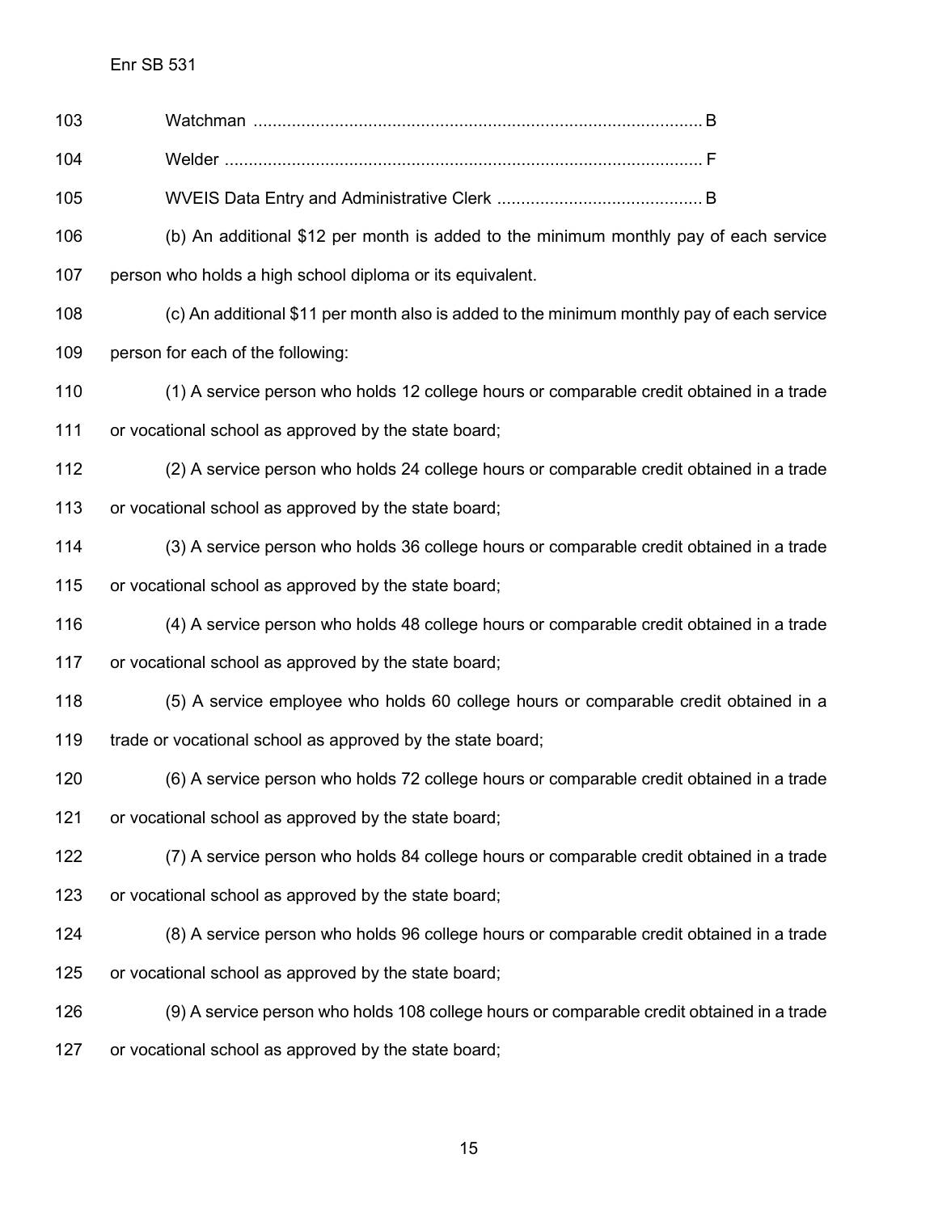Watchman ............................................................................................ B

Welder .................................................................................................. F

WVEIS Data Entry and Administrative Clerk ........................................... B

(b) An additional $12 per month is added to the minimum monthly pay of each service person who holds a high school diploma or its equivalent.

(c) An additional $11 per month also is added to the minimum monthly pay of each service person for each of the following:

(1) A service person who holds 12 college hours or comparable credit obtained in a trade or vocational school as approved by the state board;

(2) A service person who holds 24 college hours or comparable credit obtained in a trade or vocational school as approved by the state board;

(3) A service person who holds 36 college hours or comparable credit obtained in a trade or vocational school as approved by the state board;

(4) A service person who holds 48 college hours or comparable credit obtained in a trade or vocational school as approved by the state board;

(5) A service employee who holds 60 college hours or comparable credit obtained in a trade or vocational school as approved by the state board;

(6) A service person who holds 72 college hours or comparable credit obtained in a trade or vocational school as approved by the state board;

(7) A service person who holds 84 college hours or comparable credit obtained in a trade or vocational school as approved by the state board;

(8) A service person who holds 96 college hours or comparable credit obtained in a trade or vocational school as approved by the state board;

(9) A service person who holds 108 college hours or comparable credit obtained in a trade or vocational school as approved by the state board;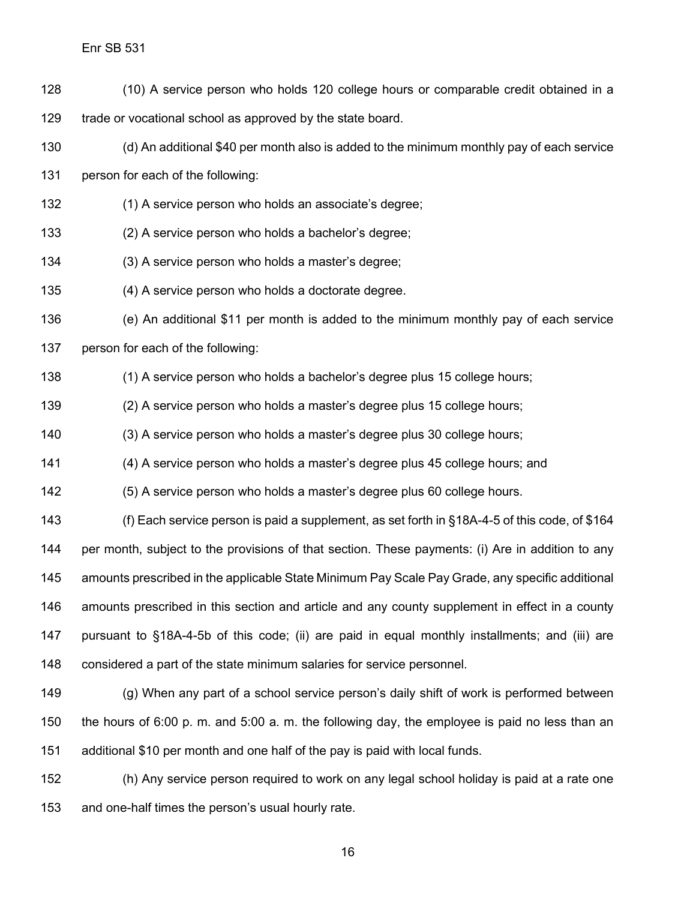(10) A service person who holds 120 college hours or comparable credit obtained in a trade or vocational school as approved by the state board.

(d) An additional $40 per month also is added to the minimum monthly pay of each service person for each of the following:

(1) A service person who holds an associate's degree;

(2) A service person who holds a bachelor's degree;

(3) A service person who holds a master's degree;

(4) A service person who holds a doctorate degree.

(e) An additional $11 per month is added to the minimum monthly pay of each service person for each of the following:

(1) A service person who holds a bachelor's degree plus 15 college hours;

(2) A service person who holds a master's degree plus 15 college hours;

(3) A service person who holds a master's degree plus 30 college hours;

(4) A service person who holds a master's degree plus 45 college hours; and

(5) A service person who holds a master's degree plus 60 college hours.

(f) Each service person is paid a supplement, as set forth in §18A-4-5 of this code, of $164 per month, subject to the provisions of that section. These payments: (i) Are in addition to any amounts prescribed in the applicable State Minimum Pay Scale Pay Grade, any specific additional amounts prescribed in this section and article and any county supplement in effect in a county pursuant to §18A-4-5b of this code; (ii) are paid in equal monthly installments; and (iii) are considered a part of the state minimum salaries for service personnel.

(g) When any part of a school service person's daily shift of work is performed between the hours of 6:00 p. m. and 5:00 a. m. the following day, the employee is paid no less than an additional $10 per month and one half of the pay is paid with local funds.

(h) Any service person required to work on any legal school holiday is paid at a rate one and one-half times the person's usual hourly rate.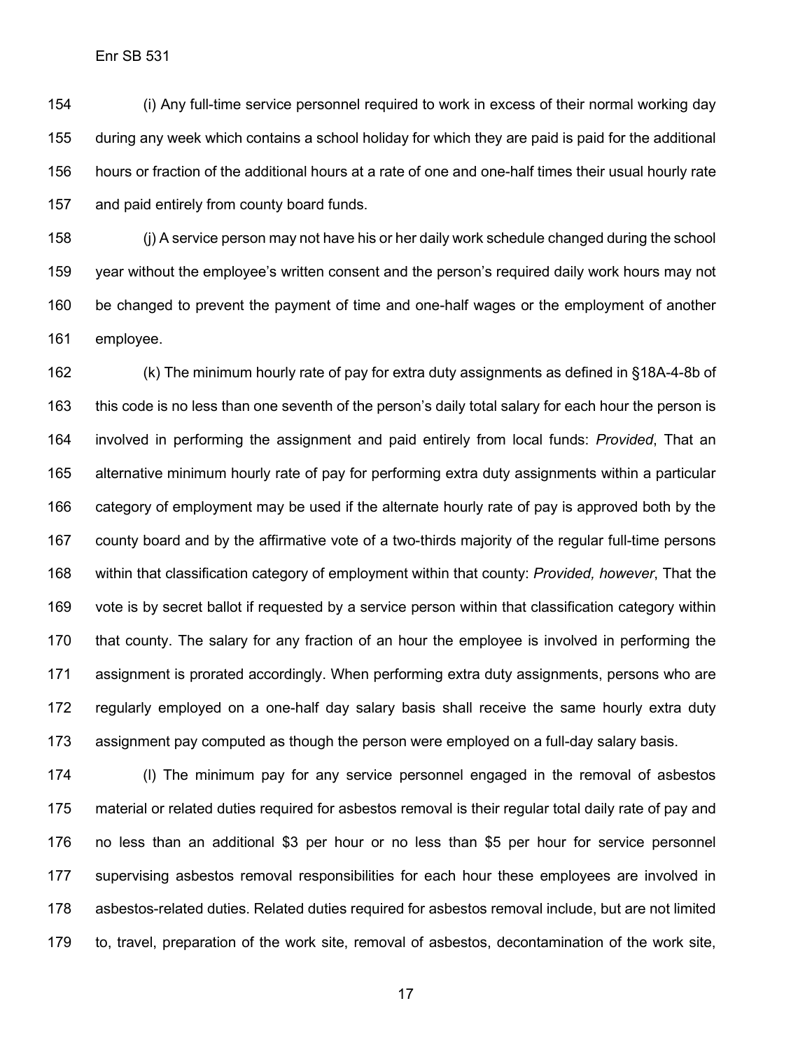(i) Any full-time service personnel required to work in excess of their normal working day during any week which contains a school holiday for which they are paid is paid for the additional hours or fraction of the additional hours at a rate of one and one-half times their usual hourly rate and paid entirely from county board funds.

(j) A service person may not have his or her daily work schedule changed during the school year without the employee's written consent and the person's required daily work hours may not be changed to prevent the payment of time and one-half wages or the employment of another employee.

(k) The minimum hourly rate of pay for extra duty assignments as defined in §18A-4-8b of this code is no less than one seventh of the person's daily total salary for each hour the person is involved in performing the assignment and paid entirely from local funds: *Provided*, That an alternative minimum hourly rate of pay for performing extra duty assignments within a particular category of employment may be used if the alternate hourly rate of pay is approved both by the county board and by the affirmative vote of a two-thirds majority of the regular full-time persons within that classification category of employment within that county: *Provided, however*, That the vote is by secret ballot if requested by a service person within that classification category within that county. The salary for any fraction of an hour the employee is involved in performing the assignment is prorated accordingly. When performing extra duty assignments, persons who are regularly employed on a one-half day salary basis shall receive the same hourly extra duty assignment pay computed as though the person were employed on a full-day salary basis.

(l) The minimum pay for any service personnel engaged in the removal of asbestos material or related duties required for asbestos removal is their regular total daily rate of pay and no less than an additional $3 per hour or no less than $5 per hour for service personnel supervising asbestos removal responsibilities for each hour these employees are involved in asbestos-related duties. Related duties required for asbestos removal include, but are not limited to, travel, preparation of the work site, removal of asbestos, decontamination of the work site,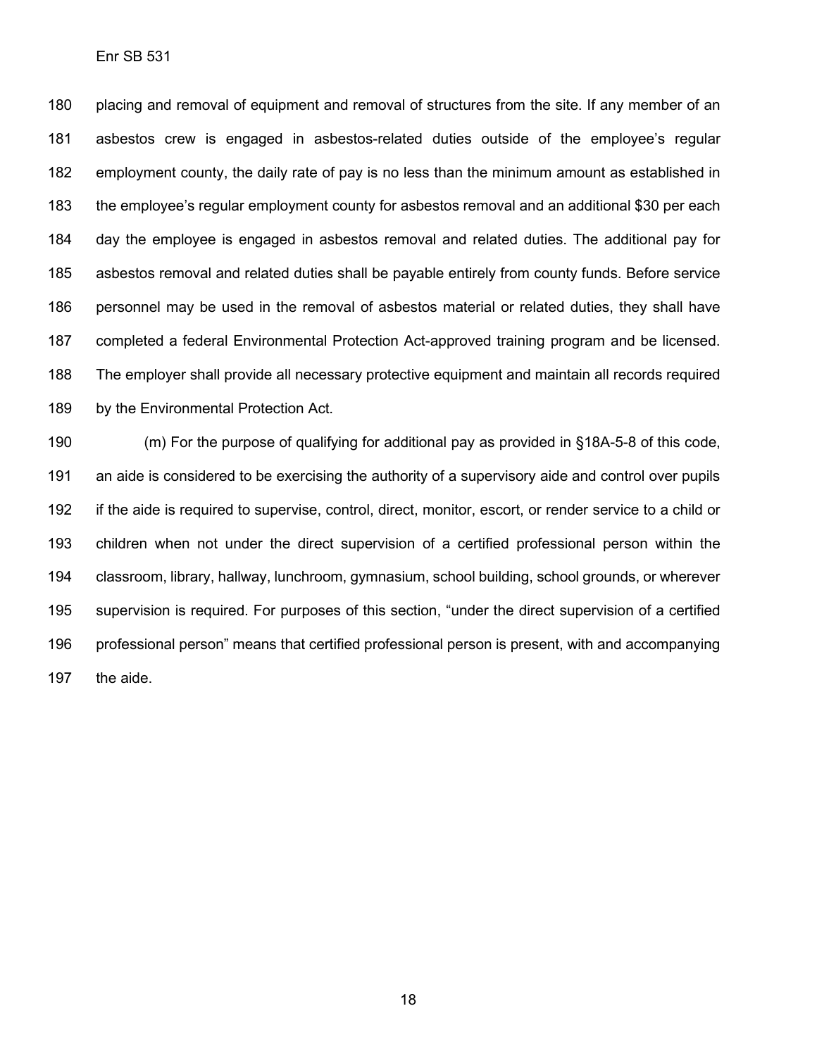placing and removal of equipment and removal of structures from the site. If any member of an asbestos crew is engaged in asbestos-related duties outside of the employee's regular employment county, the daily rate of pay is no less than the minimum amount as established in the employee's regular employment county for asbestos removal and an additional $30 per each day the employee is engaged in asbestos removal and related duties. The additional pay for asbestos removal and related duties shall be payable entirely from county funds. Before service personnel may be used in the removal of asbestos material or related duties, they shall have completed a federal Environmental Protection Act-approved training program and be licensed. The employer shall provide all necessary protective equipment and maintain all records required by the Environmental Protection Act.

(m) For the purpose of qualifying for additional pay as provided in §18A-5-8 of this code, an aide is considered to be exercising the authority of a supervisory aide and control over pupils if the aide is required to supervise, control, direct, monitor, escort, or render service to a child or children when not under the direct supervision of a certified professional person within the classroom, library, hallway, lunchroom, gymnasium, school building, school grounds, or wherever supervision is required. For purposes of this section, "under the direct supervision of a certified professional person" means that certified professional person is present, with and accompanying the aide.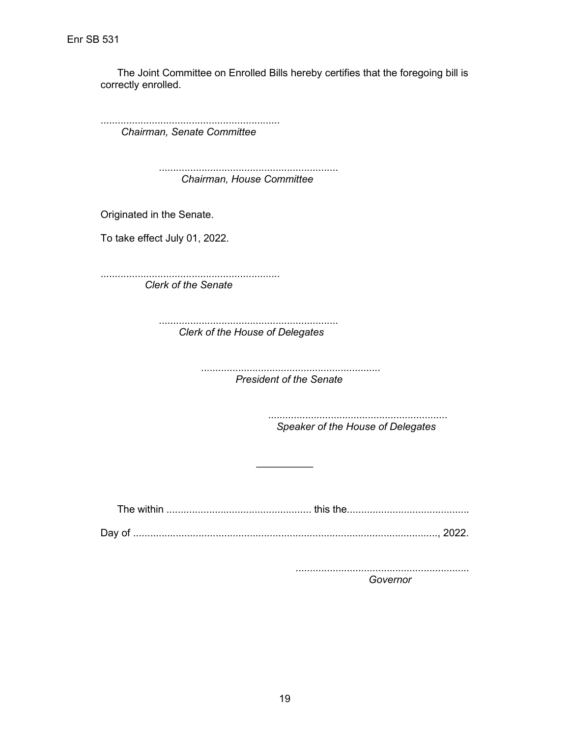The Joint Committee on Enrolled Bills hereby certifies that the foregoing bill is correctly enrolled.

...............................................................
*Chairman, Senate Committee*

...............................................................
*Chairman, House Committee*

Originated in the Senate.

To take effect July 01, 2022.

...............................................................
*Clerk of the Senate*

...............................................................
*Clerk of the House of Delegates*

...............................................................
*President of the Senate*

...............................................................
*Speaker of the House of Delegates*

__________

The within .................................................. this the..........................................

Day of ..........................................................................................................., 2022.

............................................................
*Governor*